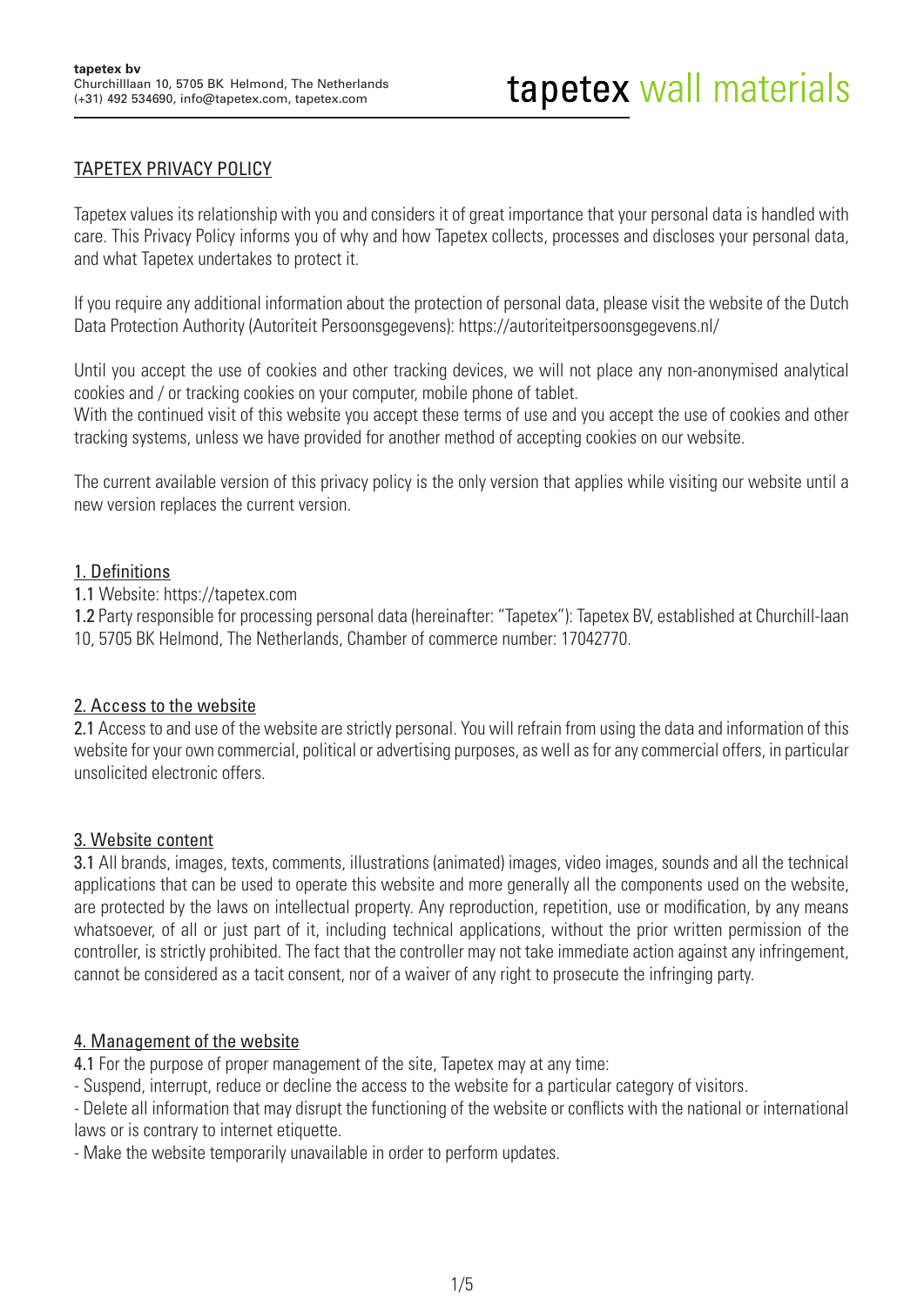**tapetex bv**
Churchilllaan 10, 5705 BK Helmond, The Netherlands
(+31) 492 534690, info@tapetex.com, tapetex.com

tapetex wall materials

# TAPETEX PRIVACY POLICY

Tapetex values its relationship with you and considers it of great importance that your personal data is handled with care. This Privacy Policy informs you of why and how Tapetex collects, processes and discloses your personal data, and what Tapetex undertakes to protect it.

If you require any additional information about the protection of personal data, please visit the website of the Dutch Data Protection Authority (Autoriteit Persoonsgegevens): https://autoriteitpersoonsgegevens.nl/

Until you accept the use of cookies and other tracking devices, we will not place any non-anonymised analytical cookies and / or tracking cookies on your computer, mobile phone of tablet.
With the continued visit of this website you accept these terms of use and you accept the use of cookies and other tracking systems, unless we have provided for another method of accepting cookies on our website.

The current available version of this privacy policy is the only version that applies while visiting our website until a new version replaces the current version.

## 1. Definitions

**1.1** Website: https://tapetex.com
**1.2** Party responsible for processing personal data (hereinafter: "Tapetex"): Tapetex BV, established at Churchill-laan 10, 5705 BK Helmond, The Netherlands, Chamber of commerce number: 17042770.

## 2. Access to the website

**2.1** Access to and use of the website are strictly personal. You will refrain from using the data and information of this website for your own commercial, political or advertising purposes, as well as for any commercial offers, in particular unsolicited electronic offers.

## 3. Website content

**3.1** All brands, images, texts, comments, illustrations (animated) images, video images, sounds and all the technical applications that can be used to operate this website and more generally all the components used on the website, are protected by the laws on intellectual property. Any reproduction, repetition, use or modification, by any means whatsoever, of all or just part of it, including technical applications, without the prior written permission of the controller, is strictly prohibited. The fact that the controller may not take immediate action against any infringement, cannot be considered as a tacit consent, nor of a waiver of any right to prosecute the infringing party.

## 4. Management of the website

**4.1** For the purpose of proper management of the site, Tapetex may at any time:
- Suspend, interrupt, reduce or decline the access to the website for a particular category of visitors.
- Delete all information that may disrupt the functioning of the website or conflicts with the national or international laws or is contrary to internet etiquette.
- Make the website temporarily unavailable in order to perform updates.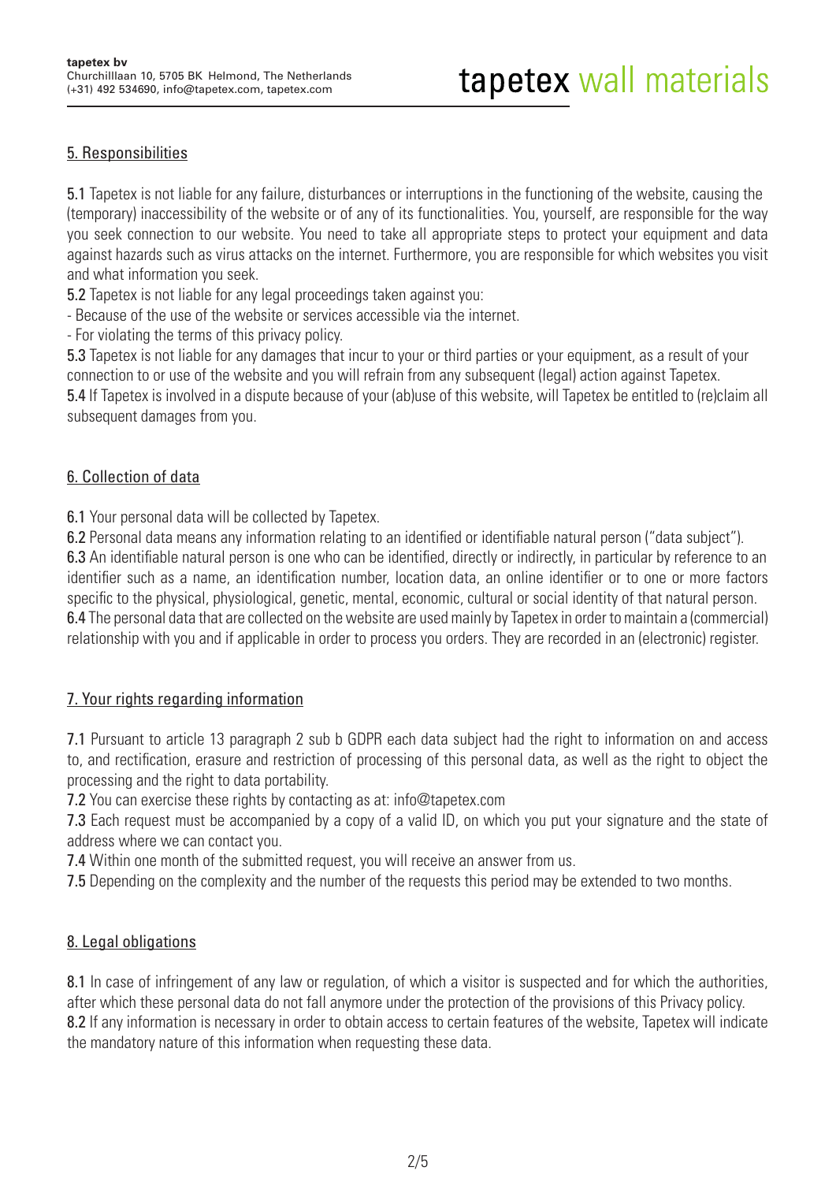## 5. Responsibilities

**5.1** Tapetex is not liable for any failure, disturbances or interruptions in the functioning of the website, causing the (temporary) inaccessibility of the website or of any of its functionalities. You, yourself, are responsible for the way you seek connection to our website. You need to take all appropriate steps to protect your equipment and data against hazards such as virus attacks on the internet. Furthermore, you are responsible for which websites you visit and what information you seek.

**5.2** Tapetex is not liable for any legal proceedings taken against you:

- Because of the use of the website or services accessible via the internet.
- For violating the terms of this privacy policy.

**5.3** Tapetex is not liable for any damages that incur to your or third parties or your equipment, as a result of your connection to or use of the website and you will refrain from any subsequent (legal) action against Tapetex.

**5.4** If Tapetex is involved in a dispute because of your (ab)use of this website, will Tapetex be entitled to (re)claim all subsequent damages from you.

## 6. Collection of data

**6.1** Your personal data will be collected by Tapetex.

**6.2** Personal data means any information relating to an identified or identifiable natural person ("data subject").

**6.3** An identifiable natural person is one who can be identified, directly or indirectly, in particular by reference to an identifier such as a name, an identification number, location data, an online identifier or to one or more factors specific to the physical, physiological, genetic, mental, economic, cultural or social identity of that natural person.

**6.4** The personal data that are collected on the website are used mainly by Tapetex in order to maintain a (commercial) relationship with you and if applicable in order to process you orders. They are recorded in an (electronic) register.

## 7. Your rights regarding information

**7.1** Pursuant to article 13 paragraph 2 sub b GDPR each data subject had the right to information on and access to, and rectification, erasure and restriction of processing of this personal data, as well as the right to object the processing and the right to data portability.

**7.2** You can exercise these rights by contacting as at: info@tapetex.com

**7.3** Each request must be accompanied by a copy of a valid ID, on which you put your signature and the state of address where we can contact you.

**7.4** Within one month of the submitted request, you will receive an answer from us.

**7.5** Depending on the complexity and the number of the requests this period may be extended to two months.

## 8. Legal obligations

**8.1** In case of infringement of any law or regulation, of which a visitor is suspected and for which the authorities, after which these personal data do not fall anymore under the protection of the provisions of this Privacy policy.

**8.2** If any information is necessary in order to obtain access to certain features of the website, Tapetex will indicate the mandatory nature of this information when requesting these data.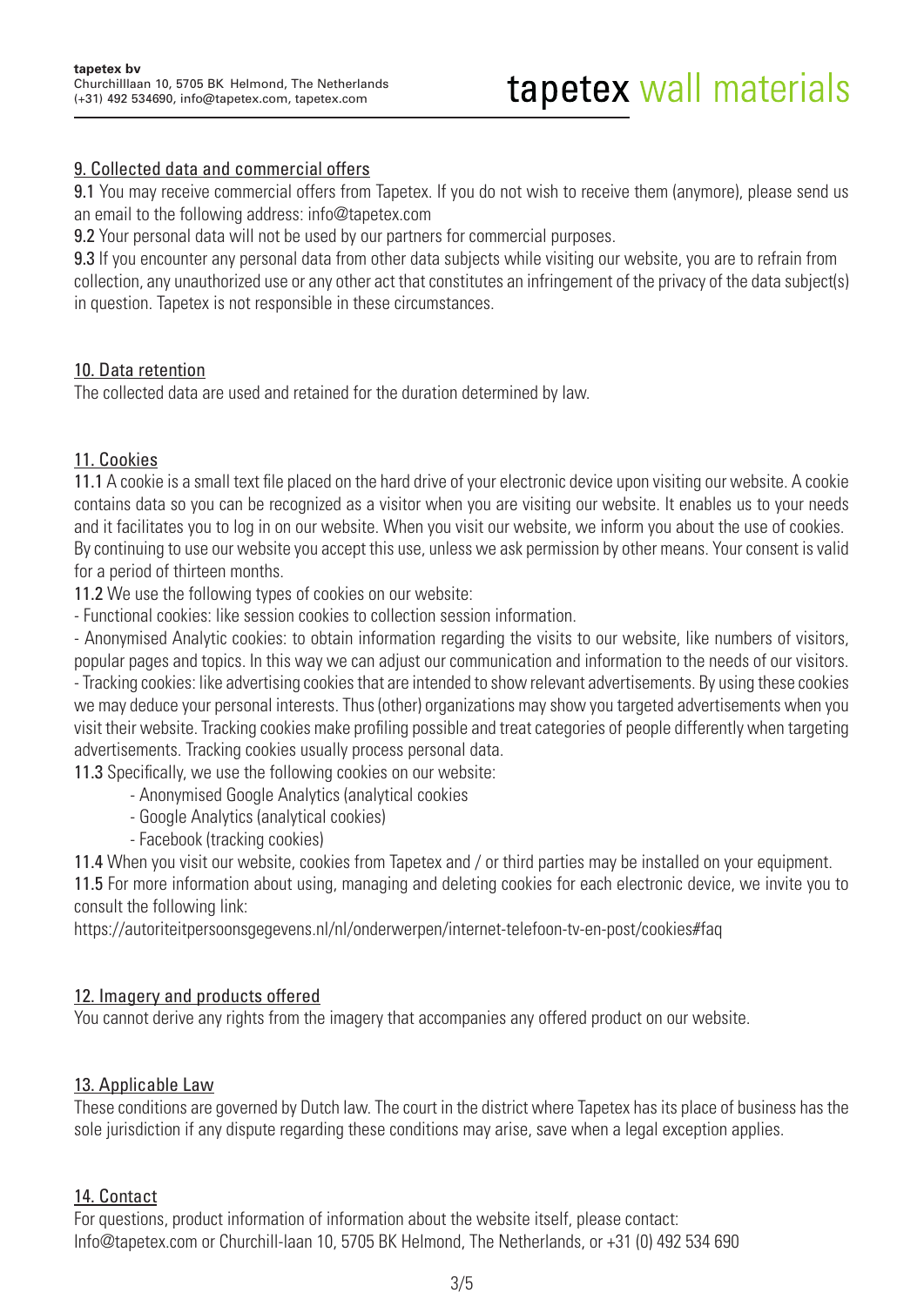## 9. Collected data and commercial offers

**9.1** You may receive commercial offers from Tapetex. If you do not wish to receive them (anymore), please send us an email to the following address: info@tapetex.com

**9.2** Your personal data will not be used by our partners for commercial purposes.

**9.3** If you encounter any personal data from other data subjects while visiting our website, you are to refrain from collection, any unauthorized use or any other act that constitutes an infringement of the privacy of the data subject(s) in question. Tapetex is not responsible in these circumstances.

## 10. Data retention

The collected data are used and retained for the duration determined by law.

## 11. Cookies

**11.1** A cookie is a small text file placed on the hard drive of your electronic device upon visiting our website. A cookie contains data so you can be recognized as a visitor when you are visiting our website. It enables us to your needs and it facilitates you to log in on our website. When you visit our website, we inform you about the use of cookies. By continuing to use our website you accept this use, unless we ask permission by other means. Your consent is valid for a period of thirteen months.

**11.2** We use the following types of cookies on our website:

- Functional cookies: like session cookies to collection session information.
- Anonymised Analytic cookies: to obtain information regarding the visits to our website, like numbers of visitors, popular pages and topics. In this way we can adjust our communication and information to the needs of our visitors.
- Tracking cookies: like advertising cookies that are intended to show relevant advertisements. By using these cookies we may deduce your personal interests. Thus (other) organizations may show you targeted advertisements when you visit their website. Tracking cookies make profiling possible and treat categories of people differently when targeting advertisements. Tracking cookies usually process personal data.

**11.3** Specifically, we use the following cookies on our website:

- Anonymised Google Analytics (analytical cookies
- Google Analytics (analytical cookies)
- Facebook (tracking cookies)

**11.4** When you visit our website, cookies from Tapetex and / or third parties may be installed on your equipment.

**11.5** For more information about using, managing and deleting cookies for each electronic device, we invite you to consult the following link:

https://autoriteitpersoonsgegevens.nl/nl/onderwerpen/internet-telefoon-tv-en-post/cookies#faq

## 12. Imagery and products offered

You cannot derive any rights from the imagery that accompanies any offered product on our website.

## 13. Applicable Law

These conditions are governed by Dutch law. The court in the district where Tapetex has its place of business has the sole jurisdiction if any dispute regarding these conditions may arise, save when a legal exception applies.

## 14. Contact

For questions, product information of information about the website itself, please contact:
Info@tapetex.com or Churchill-laan 10, 5705 BK Helmond, The Netherlands, or +31 (0) 492 534 690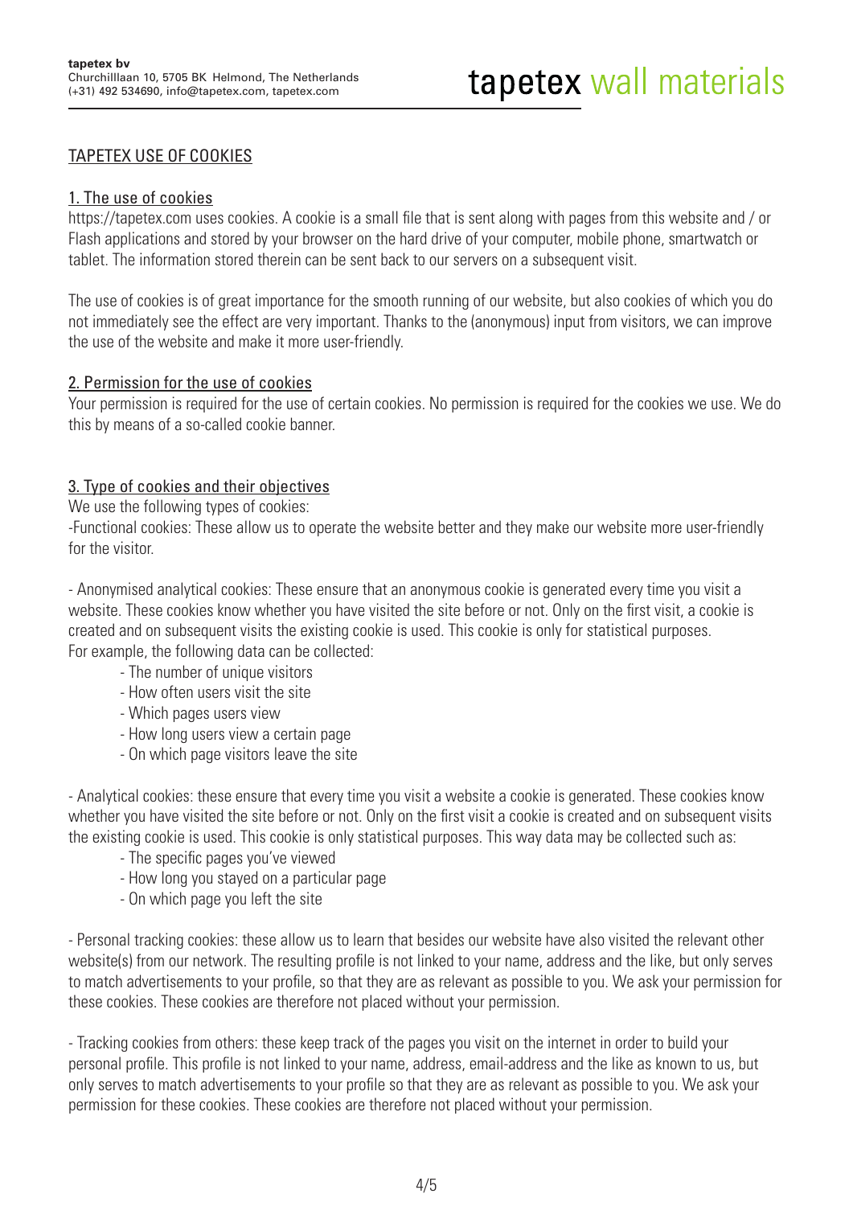## TAPETEX USE OF COOKIES

### 1. The use of cookies

https://tapetex.com uses cookies. A cookie is a small file that is sent along with pages from this website and / or Flash applications and stored by your browser on the hard drive of your computer, mobile phone, smartwatch or tablet. The information stored therein can be sent back to our servers on a subsequent visit.

The use of cookies is of great importance for the smooth running of our website, but also cookies of which you do not immediately see the effect are very important. Thanks to the (anonymous) input from visitors, we can improve the use of the website and make it more user-friendly.

### 2. Permission for the use of cookies

Your permission is required for the use of certain cookies. No permission is required for the cookies we use. We do this by means of a so-called cookie banner.

### 3. Type of cookies and their objectives

We use the following types of cookies:

-Functional cookies: These allow us to operate the website better and they make our website more user-friendly for the visitor.

- Anonymised analytical cookies: These ensure that an anonymous cookie is generated every time you visit a website. These cookies know whether you have visited the site before or not. Only on the first visit, a cookie is created and on subsequent visits the existing cookie is used. This cookie is only for statistical purposes.
For example, the following data can be collected:
    - The number of unique visitors
    - How often users visit the site
    - Which pages users view
    - How long users view a certain page
    - On which page visitors leave the site

- Analytical cookies: these ensure that every time you visit a website a cookie is generated. These cookies know whether you have visited the site before or not. Only on the first visit a cookie is created and on subsequent visits the existing cookie is used. This cookie is only statistical purposes. This way data may be collected such as:
    - The specific pages you've viewed
    - How long you stayed on a particular page
    - On which page you left the site

- Personal tracking cookies: these allow us to learn that besides our website have also visited the relevant other website(s) from our network. The resulting profile is not linked to your name, address and the like, but only serves to match advertisements to your profile, so that they are as relevant as possible to you. We ask your permission for these cookies. These cookies are therefore not placed without your permission.

- Tracking cookies from others: these keep track of the pages you visit on the internet in order to build your personal profile. This profile is not linked to your name, address, email-address and the like as known to us, but only serves to match advertisements to your profile so that they are as relevant as possible to you. We ask your permission for these cookies. These cookies are therefore not placed without your permission.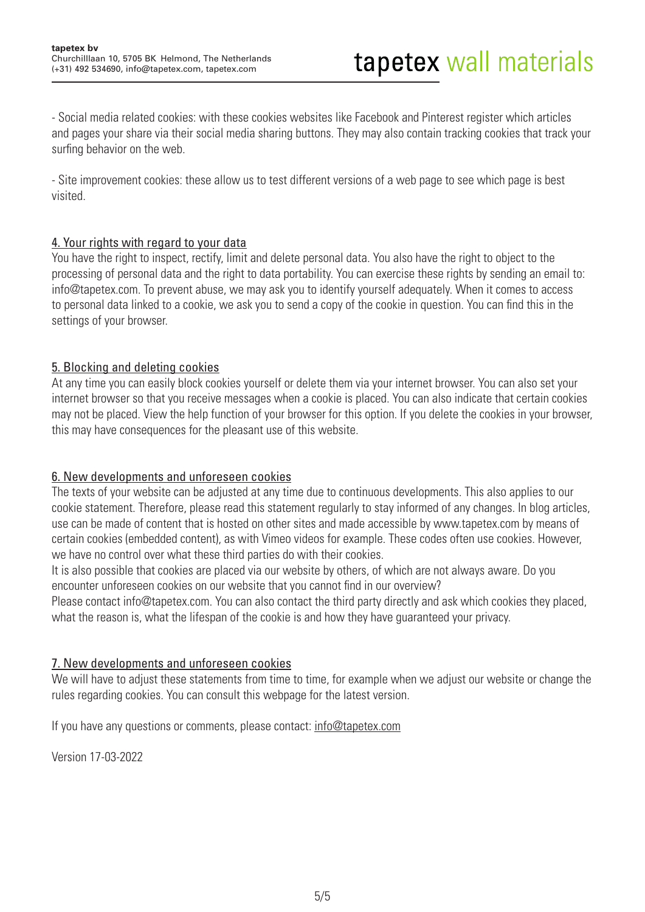- Social media related cookies: with these cookies websites like Facebook and Pinterest register which articles and pages your share via their social media sharing buttons. They may also contain tracking cookies that track your surfing behavior on the web.

- Site improvement cookies: these allow us to test different versions of a web page to see which page is best visited.

## 4. Your rights with regard to your data

You have the right to inspect, rectify, limit and delete personal data. You also have the right to object to the processing of personal data and the right to data portability. You can exercise these rights by sending an email to: info@tapetex.com. To prevent abuse, we may ask you to identify yourself adequately. When it comes to access to personal data linked to a cookie, we ask you to send a copy of the cookie in question. You can find this in the settings of your browser.

## 5. Blocking and deleting cookies

At any time you can easily block cookies yourself or delete them via your internet browser. You can also set your internet browser so that you receive messages when a cookie is placed. You can also indicate that certain cookies may not be placed. View the help function of your browser for this option. If you delete the cookies in your browser, this may have consequences for the pleasant use of this website.

## 6. New developments and unforeseen cookies

The texts of your website can be adjusted at any time due to continuous developments. This also applies to our cookie statement. Therefore, please read this statement regularly to stay informed of any changes. In blog articles, use can be made of content that is hosted on other sites and made accessible by www.tapetex.com by means of certain cookies (embedded content), as with Vimeo videos for example. These codes often use cookies. However, we have no control over what these third parties do with their cookies.

It is also possible that cookies are placed via our website by others, of which are not always aware. Do you encounter unforeseen cookies on our website that you cannot find in our overview?

Please contact info@tapetex.com. You can also contact the third party directly and ask which cookies they placed, what the reason is, what the lifespan of the cookie is and how they have guaranteed your privacy.

## 7. New developments and unforeseen cookies

We will have to adjust these statements from time to time, for example when we adjust our website or change the rules regarding cookies. You can consult this webpage for the latest version.

If you have any questions or comments, please contact: info@tapetex.com

Version 17-03-2022